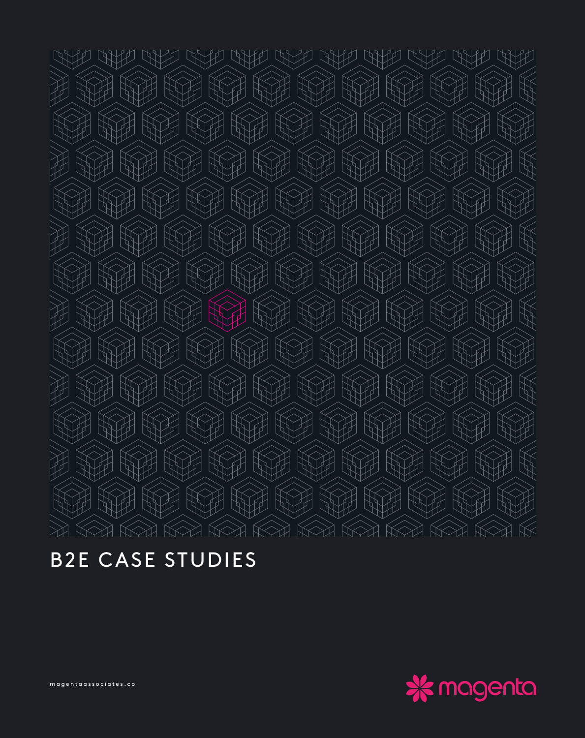# B2E CASE STUDIES

magentaassociates.co

magenta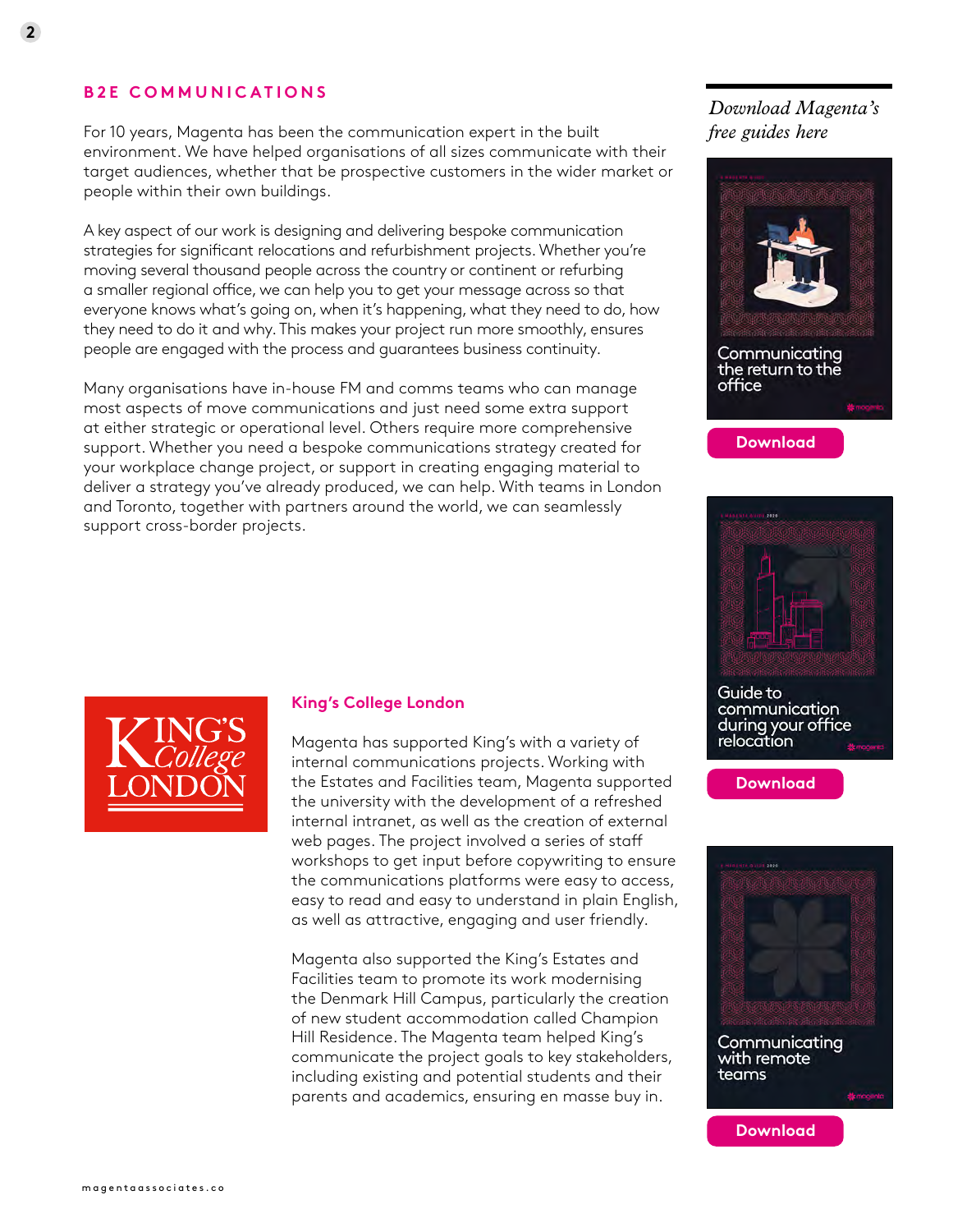## B2E COMMUNICATIONS

For 10 years, Magenta has been the communication expert in the built environment. We have helped organisations of all sizes communicate with their target audiences, whether that be prospective customers in the wider market or people within their own buildings.

A key aspect of our work is designing and delivering bespoke communication strategies for significant relocations and refurbishment projects. Whether you're moving several thousand people across the country or continent or refurbing a smaller regional office, we can help you to get your message across so that everyone knows what's going on, when it's happening, what they need to do, how they need to do it and why. This makes your project run more smoothly, ensures people are engaged with the process and guarantees business continuity.

Many organisations have in-house FM and comms teams who can manage most aspects of move communications and just need some extra support at either strategic or operational level. Others require more comprehensive support. Whether you need a bespoke communications strategy created for your workplace change project, or support in creating engaging material to deliver a strategy you've already produced, we can help. With teams in London and Toronto, together with partners around the world, we can seamlessly support cross-border projects.

KING'S College LONDON

### King's College London

Magenta has supported King's with a variety of internal communications projects. Working with the Estates and Facilities team, Magenta supported the university with the development of a refreshed internal intranet, as well as the creation of external web pages. The project involved a series of staff workshops to get input before copywriting to ensure the communications platforms were easy to access, easy to read and easy to understand in plain English, as well as attractive, engaging and user friendly.

Magenta also supported the King's Estates and Facilities team to promote its work modernising the Denmark Hill Campus, particularly the creation of new student accommodation called Champion Hill Residence. The Magenta team helped King's communicate the project goals to key stakeholders, including existing and potential students and their parents and academics, ensuring en masse buy in.

*Download Magenta's free guides here*

Communicating the return to the office

Download

Guide to communication during your office relocation

Download

Communicating with remote teams

Download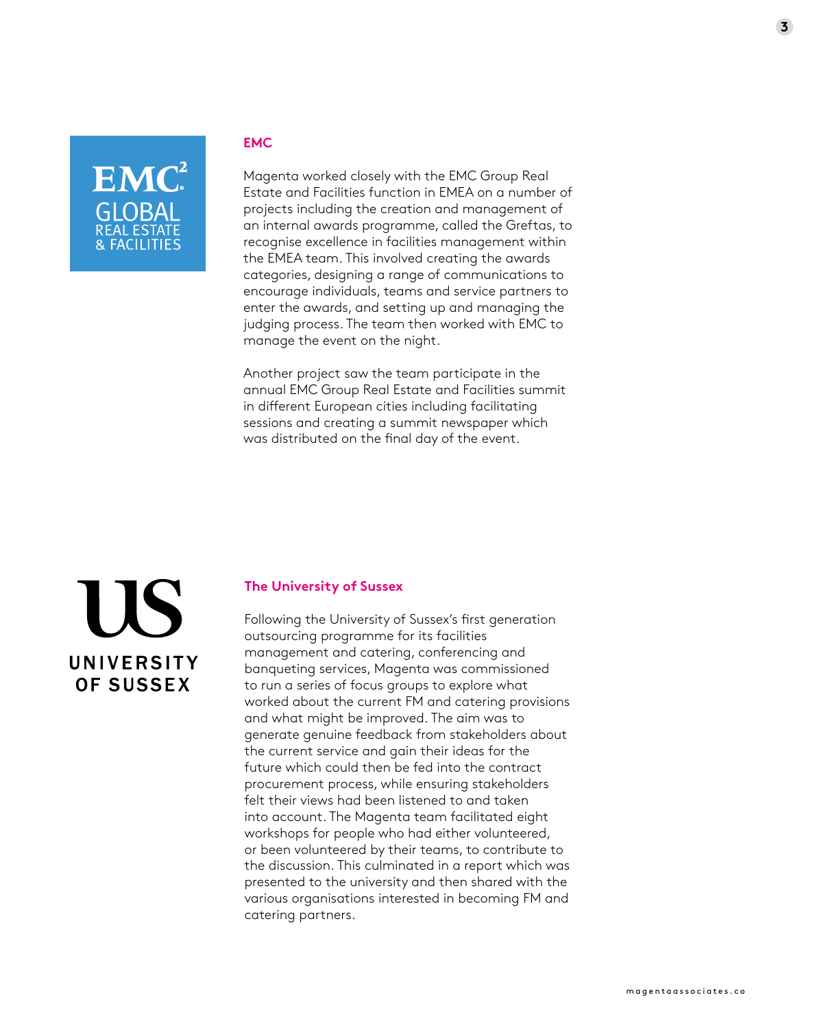## EMC

Magenta worked closely with the EMC Group Real Estate and Facilities function in EMEA on a number of projects including the creation and management of an internal awards programme, called the Greftas, to recognise excellence in facilities management within the EMEA team. This involved creating the awards categories, designing a range of communications to encourage individuals, teams and service partners to enter the awards, and setting up and managing the judging process. The team then worked with EMC to manage the event on the night.

Another project saw the team participate in the annual EMC Group Real Estate and Facilities summit in different European cities including facilitating sessions and creating a summit newspaper which was distributed on the final day of the event.

## The University of Sussex

Following the University of Sussex's first generation outsourcing programme for its facilities management and catering, conferencing and banqueting services, Magenta was commissioned to run a series of focus groups to explore what worked about the current FM and catering provisions and what might be improved. The aim was to generate genuine feedback from stakeholders about the current service and gain their ideas for the future which could then be fed into the contract procurement process, while ensuring stakeholders felt their views had been listened to and taken into account. The Magenta team facilitated eight workshops for people who had either volunteered, or been volunteered by their teams, to contribute to the discussion. This culminated in a report which was presented to the university and then shared with the various organisations interested in becoming FM and catering partners.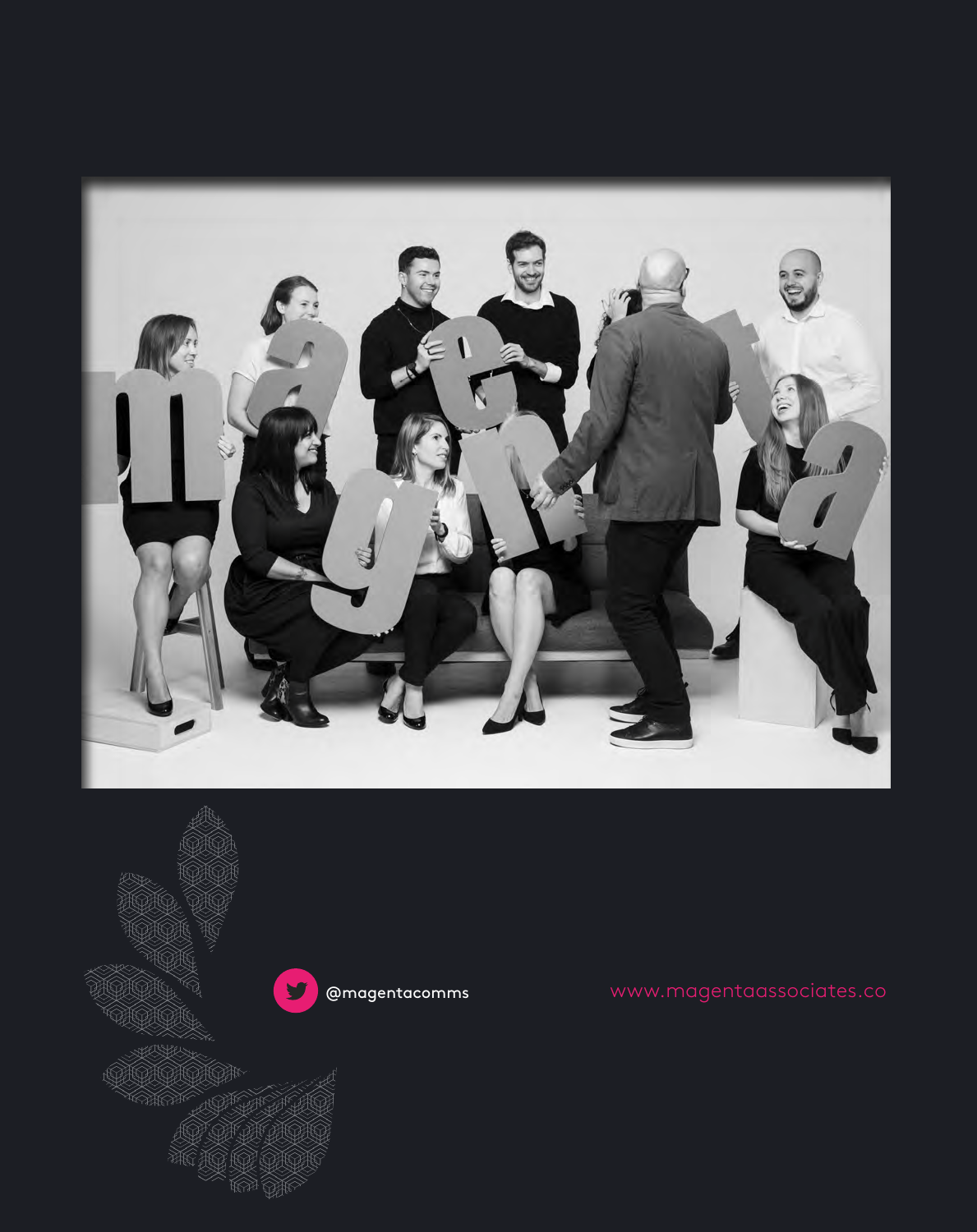@magentacomms

www.magentaassociates.co